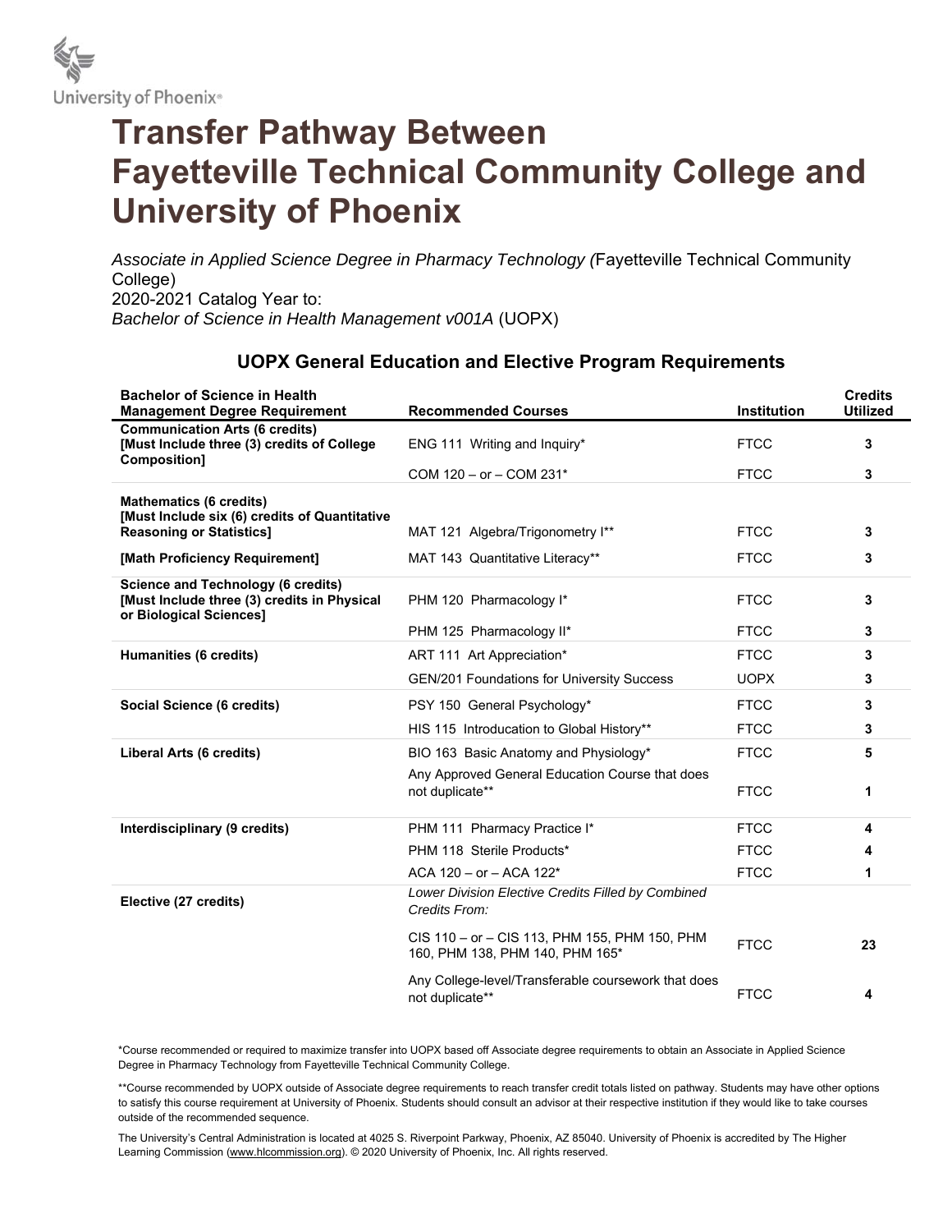University of Phoenix®

# Transfer Pathway Between Fayetteville Technical Community College and University of Phoenix

*Associate in Applied Science Degree in Pharmacy Technology (*Fayetteville Technical Community College)
2020-2021 Catalog Year to:
*Bachelor of Science in Health Management v001A* (UOPX)

## UOPX General Education and Elective Program Requirements

| Bachelor of Science in Health Management Degree Requirement | Recommended Courses | Institution | Credits Utilized |
|---|---|---|---|
| **Communication Arts (6 credits) [Must Include three (3) credits of College Composition]** | ENG 111 Writing and Inquiry* | FTCC | **3** |
| | COM 120 – or – COM 231* | FTCC | **3** |
| **Mathematics (6 credits) [Must Include six (6) credits of Quantitative Reasoning or Statistics]** | MAT 121 Algebra/Trigonometry I** | FTCC | **3** |
| **[Math Proficiency Requirement]** | MAT 143 Quantitative Literacy** | FTCC | **3** |
| **Science and Technology (6 credits) [Must Include three (3) credits in Physical or Biological Sciences]** | PHM 120 Pharmacology I* | FTCC | **3** |
| | PHM 125 Pharmacology II* | FTCC | **3** |
| **Humanities (6 credits)** | ART 111 Art Appreciation* | FTCC | **3** |
| | GEN/201 Foundations for University Success | UOPX | **3** |
| **Social Science (6 credits)** | PSY 150 General Psychology* | FTCC | **3** |
| | HIS 115 Introducation to Global History** | FTCC | **3** |
| **Liberal Arts (6 credits)** | BIO 163 Basic Anatomy and Physiology* | FTCC | **5** |
| | Any Approved General Education Course that does not duplicate** | FTCC | **1** |
| **Interdisciplinary (9 credits)** | PHM 111 Pharmacy Practice I* | FTCC | **4** |
| | PHM 118 Sterile Products* | FTCC | **4** |
| | ACA 120 – or – ACA 122* | FTCC | **1** |
| **Elective (27 credits)** | *Lower Division Elective Credits Filled by Combined Credits From:* | | |
| | CIS 110 – or – CIS 113, PHM 155, PHM 150, PHM 160, PHM 138, PHM 140, PHM 165* | FTCC | **23** |
| | Any College-level/Transferable coursework that does not duplicate** | FTCC | **4** |

*Course recommended or required to maximize transfer into UOPX based off Associate degree requirements to obtain an Associate in Applied Science Degree in Pharmacy Technology from Fayetteville Technical Community College.

**Course recommended by UOPX outside of Associate degree requirements to reach transfer credit totals listed on pathway. Students may have other options to satisfy this course requirement at University of Phoenix. Students should consult an advisor at their respective institution if they would like to take courses outside of the recommended sequence.

The University's Central Administration is located at 4025 S. Riverpoint Parkway, Phoenix, AZ 85040. University of Phoenix is accredited by The Higher Learning Commission (www.hlcommission.org). © 2020 University of Phoenix, Inc. All rights reserved.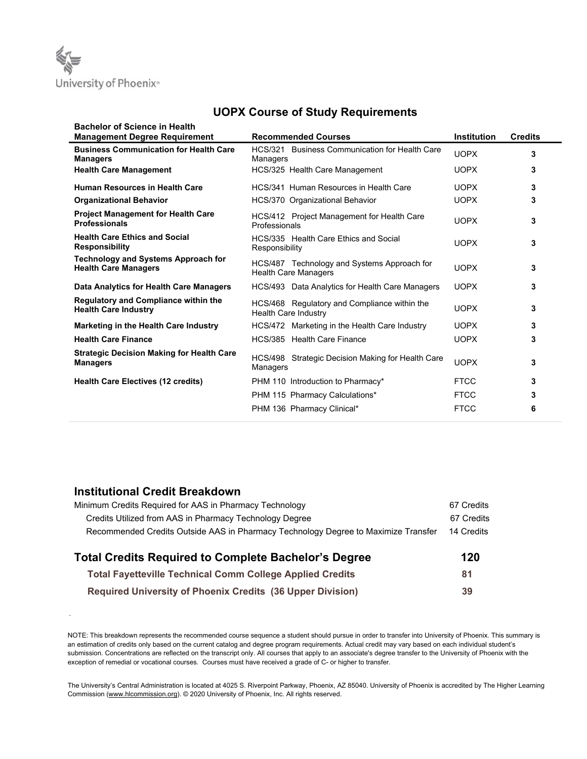University of Phoenix®

## UOPX Course of Study Requirements

| Bachelor of Science in Health Management Degree Requirement | Recommended Courses | Institution | Credits |
|---|---|---|---|
| **Business Communication for Health Care Managers** | HCS/321 Business Communication for Health Care Managers | UOPX | **3** |
| **Health Care Management** | HCS/325 Health Care Management | UOPX | **3** |
| **Human Resources in Health Care** | HCS/341 Human Resources in Health Care | UOPX | **3** |
| **Organizational Behavior** | HCS/370 Organizational Behavior | UOPX | **3** |
| **Project Management for Health Care Professionals** | HCS/412 Project Management for Health Care Professionals | UOPX | **3** |
| **Health Care Ethics and Social Responsibility** | HCS/335 Health Care Ethics and Social Responsibility | UOPX | **3** |
| **Technology and Systems Approach for Health Care Managers** | HCS/487 Technology and Systems Approach for Health Care Managers | UOPX | **3** |
| **Data Analytics for Health Care Managers** | HCS/493 Data Analytics for Health Care Managers | UOPX | **3** |
| **Regulatory and Compliance within the Health Care Industry** | HCS/468 Regulatory and Compliance within the Health Care Industry | UOPX | **3** |
| **Marketing in the Health Care Industry** | HCS/472 Marketing in the Health Care Industry | UOPX | **3** |
| **Health Care Finance** | HCS/385 Health Care Finance | UOPX | **3** |
| **Strategic Decision Making for Health Care Managers** | HCS/498 Strategic Decision Making for Health Care Managers | UOPX | **3** |
| **Health Care Electives (12 credits)** | PHM 110 Introduction to Pharmacy* | FTCC | **3** |
| | PHM 115 Pharmacy Calculations* | FTCC | **3** |
| | PHM 136 Pharmacy Clinical* | FTCC | **6** |

### Institutional Credit Breakdown

| | |
|---|---|
| Minimum Credits Required for AAS in Pharmacy Technology | 67 Credits |
| Credits Utilized from AAS in Pharmacy Technology Degree | 67 Credits |
| Recommended Credits Outside AAS in Pharmacy Technology Degree to Maximize Transfer | 14 Credits |

| | |
|---|---|
| **Total Credits Required to Complete Bachelor's Degree** | **120** |
| **Total Fayetteville Technical Comm College Applied Credits** | **81** |
| **Required University of Phoenix Credits (36 Upper Division)** | **39** |

NOTE: This breakdown represents the recommended course sequence a student should pursue in order to transfer into University of Phoenix. This summary is an estimation of credits only based on the current catalog and degree program requirements. Actual credit may vary based on each individual student's submission. Concentrations are reflected on the transcript only. All courses that apply to an associate's degree transfer to the University of Phoenix with the exception of remedial or vocational courses. Courses must have received a grade of C- or higher to transfer.

The University's Central Administration is located at 4025 S. Riverpoint Parkway, Phoenix, AZ 85040. University of Phoenix is accredited by The Higher Learning Commission (www.hlcommission.org). © 2020 University of Phoenix, Inc. All rights reserved.